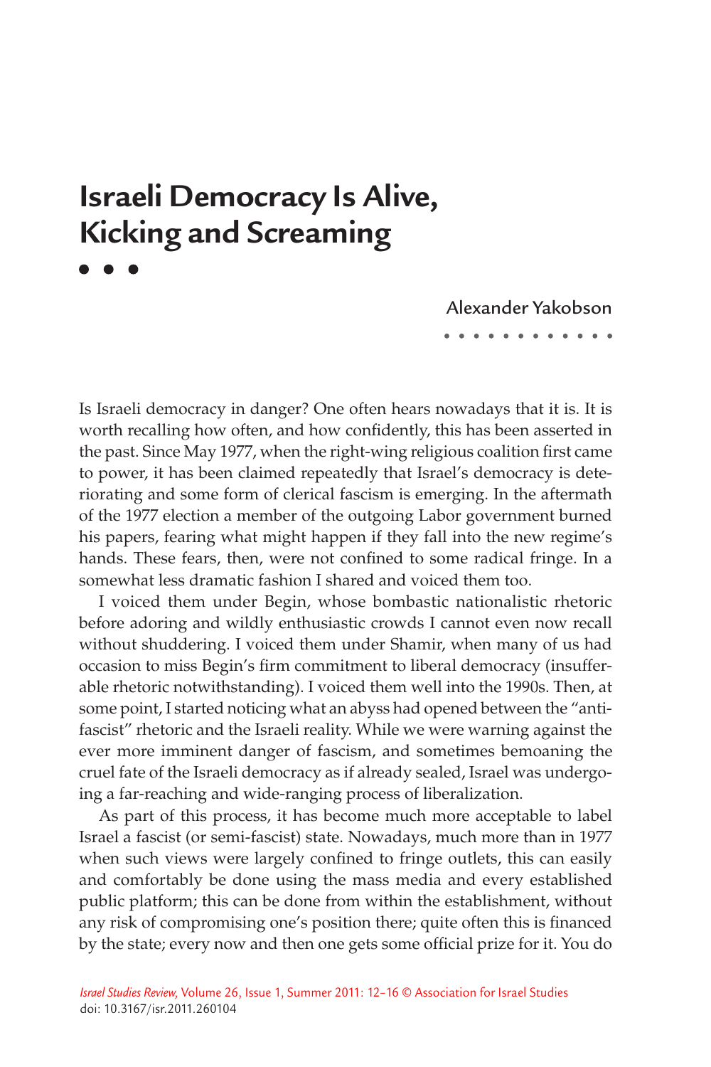# Israeli Democracy Is Alive, Kicking and Screaming

Alexander Yakobson

Is Israeli democracy in danger? One often hears nowadays that it is. It is worth recalling how often, and how confidently, this has been asserted in the past. Since May 1977, when the right-wing religious coalition first came to power, it has been claimed repeatedly that Israel's democracy is deteriorating and some form of clerical fascism is emerging. In the aftermath of the 1977 election a member of the outgoing Labor government burned his papers, fearing what might happen if they fall into the new regime's hands. These fears, then, were not confined to some radical fringe. In a somewhat less dramatic fashion I shared and voiced them too.

I voiced them under Begin, whose bombastic nationalistic rhetoric before adoring and wildly enthusiastic crowds I cannot even now recall without shuddering. I voiced them under Shamir, when many of us had occasion to miss Begin's firm commitment to liberal democracy (insufferable rhetoric notwithstanding). I voiced them well into the 1990s. Then, at some point, I started noticing what an abyss had opened between the "anti-fascist" rhetoric and the Israeli reality. While we were warning against the ever more imminent danger of fascism, and sometimes bemoaning the cruel fate of the Israeli democracy as if already sealed, Israel was undergoing a far-reaching and wide-ranging process of liberalization.

As part of this process, it has become much more acceptable to label Israel a fascist (or semi-fascist) state. Nowadays, much more than in 1977 when such views were largely confined to fringe outlets, this can easily and comfortably be done using the mass media and every established public platform; this can be done from within the establishment, without any risk of compromising one's position there; quite often this is financed by the state; every now and then one gets some official prize for it. You do

*Israel Studies Review*, Volume 26, Issue 1, Summer 2011: 12–16 © Association for Israel Studies
doi: 10.3167/isr.2011.260104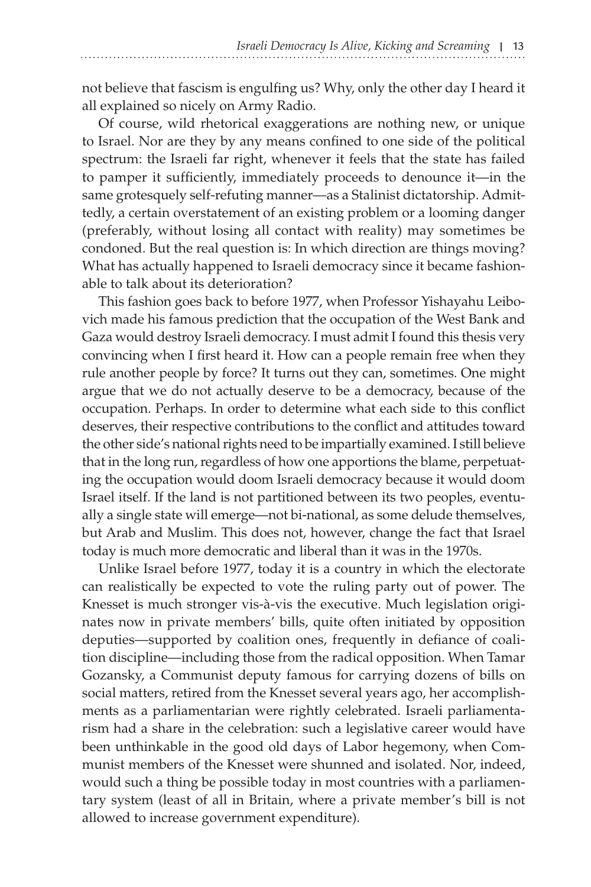not believe that fascism is engulfing us? Why, only the other day I heard it all explained so nicely on Army Radio.

Of course, wild rhetorical exaggerations are nothing new, or unique to Israel. Nor are they by any means confined to one side of the political spectrum: the Israeli far right, whenever it feels that the state has failed to pamper it sufficiently, immediately proceeds to denounce it—in the same grotesquely self-refuting manner—as a Stalinist dictatorship. Admittedly, a certain overstatement of an existing problem or a looming danger (preferably, without losing all contact with reality) may sometimes be condoned. But the real question is: In which direction are things moving? What has actually happened to Israeli democracy since it became fashionable to talk about its deterioration?

This fashion goes back to before 1977, when Professor Yishayahu Leibovich made his famous prediction that the occupation of the West Bank and Gaza would destroy Israeli democracy. I must admit I found this thesis very convincing when I first heard it. How can a people remain free when they rule another people by force? It turns out they can, sometimes. One might argue that we do not actually deserve to be a democracy, because of the occupation. Perhaps. In order to determine what each side to this conflict deserves, their respective contributions to the conflict and attitudes toward the other side's national rights need to be impartially examined. I still believe that in the long run, regardless of how one apportions the blame, perpetuating the occupation would doom Israeli democracy because it would doom Israel itself. If the land is not partitioned between its two peoples, eventually a single state will emerge—not bi-national, as some delude themselves, but Arab and Muslim. This does not, however, change the fact that Israel today is much more democratic and liberal than it was in the 1970s.

Unlike Israel before 1977, today it is a country in which the electorate can realistically be expected to vote the ruling party out of power. The Knesset is much stronger vis-à-vis the executive. Much legislation originates now in private members' bills, quite often initiated by opposition deputies—supported by coalition ones, frequently in defiance of coalition discipline—including those from the radical opposition. When Tamar Gozansky, a Communist deputy famous for carrying dozens of bills on social matters, retired from the Knesset several years ago, her accomplishments as a parliamentarian were rightly celebrated. Israeli parliamentarism had a share in the celebration: such a legislative career would have been unthinkable in the good old days of Labor hegemony, when Communist members of the Knesset were shunned and isolated. Nor, indeed, would such a thing be possible today in most countries with a parliamentary system (least of all in Britain, where a private member's bill is not allowed to increase government expenditure).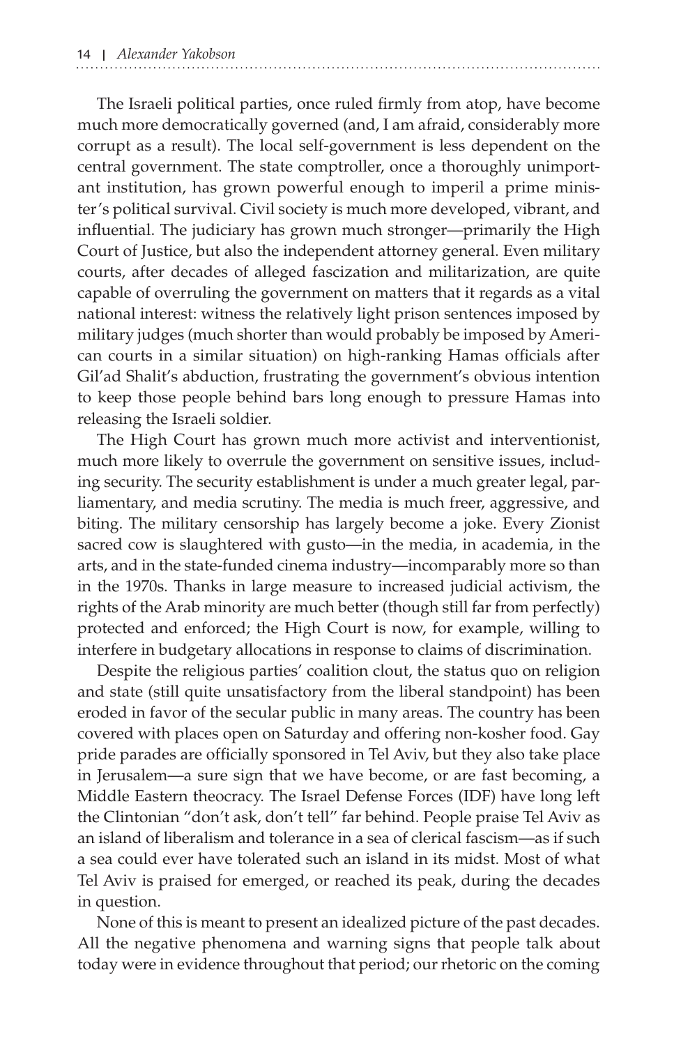The Israeli political parties, once ruled firmly from atop, have become much more democratically governed (and, I am afraid, considerably more corrupt as a result). The local self-government is less dependent on the central government. The state comptroller, once a thoroughly unimportant institution, has grown powerful enough to imperil a prime minister's political survival. Civil society is much more developed, vibrant, and influential. The judiciary has grown much stronger—primarily the High Court of Justice, but also the independent attorney general. Even military courts, after decades of alleged fascization and militarization, are quite capable of overruling the government on matters that it regards as a vital national interest: witness the relatively light prison sentences imposed by military judges (much shorter than would probably be imposed by American courts in a similar situation) on high-ranking Hamas officials after Gil'ad Shalit's abduction, frustrating the government's obvious intention to keep those people behind bars long enough to pressure Hamas into releasing the Israeli soldier.

The High Court has grown much more activist and interventionist, much more likely to overrule the government on sensitive issues, including security. The security establishment is under a much greater legal, parliamentary, and media scrutiny. The media is much freer, aggressive, and biting. The military censorship has largely become a joke. Every Zionist sacred cow is slaughtered with gusto—in the media, in academia, in the arts, and in the state-funded cinema industry—incomparably more so than in the 1970s. Thanks in large measure to increased judicial activism, the rights of the Arab minority are much better (though still far from perfectly) protected and enforced; the High Court is now, for example, willing to interfere in budgetary allocations in response to claims of discrimination.

Despite the religious parties' coalition clout, the status quo on religion and state (still quite unsatisfactory from the liberal standpoint) has been eroded in favor of the secular public in many areas. The country has been covered with places open on Saturday and offering non-kosher food. Gay pride parades are officially sponsored in Tel Aviv, but they also take place in Jerusalem—a sure sign that we have become, or are fast becoming, a Middle Eastern theocracy. The Israel Defense Forces (IDF) have long left the Clintonian "don't ask, don't tell" far behind. People praise Tel Aviv as an island of liberalism and tolerance in a sea of clerical fascism—as if such a sea could ever have tolerated such an island in its midst. Most of what Tel Aviv is praised for emerged, or reached its peak, during the decades in question.

None of this is meant to present an idealized picture of the past decades. All the negative phenomena and warning signs that people talk about today were in evidence throughout that period; our rhetoric on the coming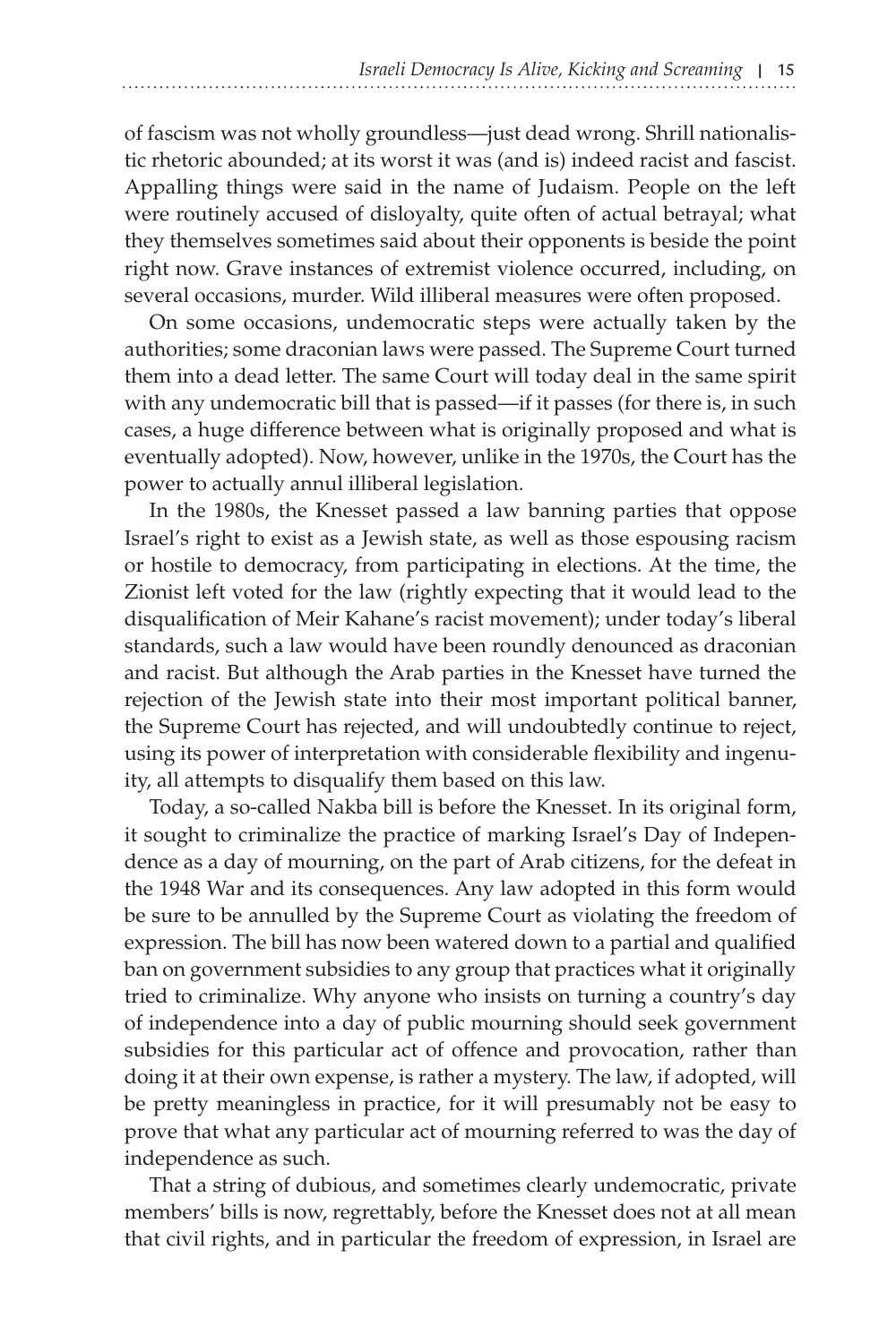of fascism was not wholly groundless—just dead wrong. Shrill nationalistic rhetoric abounded; at its worst it was (and is) indeed racist and fascist. Appalling things were said in the name of Judaism. People on the left were routinely accused of disloyalty, quite often of actual betrayal; what they themselves sometimes said about their opponents is beside the point right now. Grave instances of extremist violence occurred, including, on several occasions, murder. Wild illiberal measures were often proposed.

On some occasions, undemocratic steps were actually taken by the authorities; some draconian laws were passed. The Supreme Court turned them into a dead letter. The same Court will today deal in the same spirit with any undemocratic bill that is passed—if it passes (for there is, in such cases, a huge difference between what is originally proposed and what is eventually adopted). Now, however, unlike in the 1970s, the Court has the power to actually annul illiberal legislation.

In the 1980s, the Knesset passed a law banning parties that oppose Israel's right to exist as a Jewish state, as well as those espousing racism or hostile to democracy, from participating in elections. At the time, the Zionist left voted for the law (rightly expecting that it would lead to the disqualification of Meir Kahane's racist movement); under today's liberal standards, such a law would have been roundly denounced as draconian and racist. But although the Arab parties in the Knesset have turned the rejection of the Jewish state into their most important political banner, the Supreme Court has rejected, and will undoubtedly continue to reject, using its power of interpretation with considerable flexibility and ingenuity, all attempts to disqualify them based on this law.

Today, a so-called Nakba bill is before the Knesset. In its original form, it sought to criminalize the practice of marking Israel's Day of Independence as a day of mourning, on the part of Arab citizens, for the defeat in the 1948 War and its consequences. Any law adopted in this form would be sure to be annulled by the Supreme Court as violating the freedom of expression. The bill has now been watered down to a partial and qualified ban on government subsidies to any group that practices what it originally tried to criminalize. Why anyone who insists on turning a country's day of independence into a day of public mourning should seek government subsidies for this particular act of offence and provocation, rather than doing it at their own expense, is rather a mystery. The law, if adopted, will be pretty meaningless in practice, for it will presumably not be easy to prove that what any particular act of mourning referred to was the day of independence as such.

That a string of dubious, and sometimes clearly undemocratic, private members' bills is now, regrettably, before the Knesset does not at all mean that civil rights, and in particular the freedom of expression, in Israel are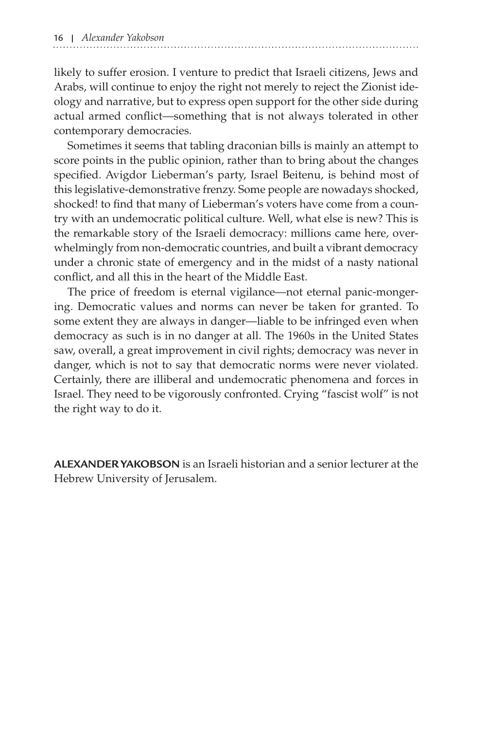likely to suffer erosion. I venture to predict that Israeli citizens, Jews and Arabs, will continue to enjoy the right not merely to reject the Zionist ideology and narrative, but to express open support for the other side during actual armed conflict—something that is not always tolerated in other contemporary democracies.

Sometimes it seems that tabling draconian bills is mainly an attempt to score points in the public opinion, rather than to bring about the changes specified. Avigdor Lieberman's party, Israel Beitenu, is behind most of this legislative-demonstrative frenzy. Some people are nowadays shocked, shocked! to find that many of Lieberman's voters have come from a country with an undemocratic political culture. Well, what else is new? This is the remarkable story of the Israeli democracy: millions came here, overwhelmingly from non-democratic countries, and built a vibrant democracy under a chronic state of emergency and in the midst of a nasty national conflict, and all this in the heart of the Middle East.

The price of freedom is eternal vigilance—not eternal panic-mongering. Democratic values and norms can never be taken for granted. To some extent they are always in danger—liable to be infringed even when democracy as such is in no danger at all. The 1960s in the United States saw, overall, a great improvement in civil rights; democracy was never in danger, which is not to say that democratic norms were never violated. Certainly, there are illiberal and undemocratic phenomena and forces in Israel. They need to be vigorously confronted. Crying "fascist wolf" is not the right way to do it.

**ALEXANDER YAKOBSON** is an Israeli historian and a senior lecturer at the Hebrew University of Jerusalem.